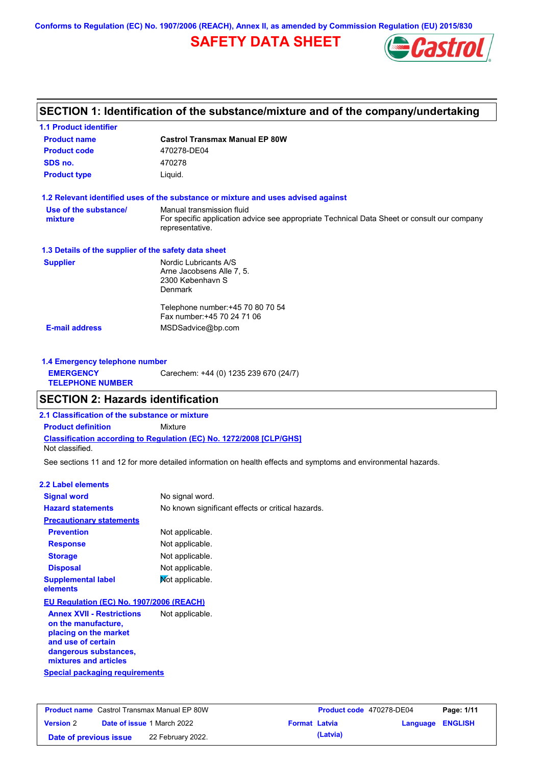Conforms to Regulation (EC) No. 1907/2006 (REACH), Annex II, as amended by Commission Regulation (EU) 2015/830

# SAFETY DATA SHEET

## SECTION 1: Identification of the substance/mixture and of the company/undertaking

### 1.1 Product identifier

| | |
|---|---|
| **Product name** | **Castrol Transmax Manual EP 80W** |
| **Product code** | 470278-DE04 |
| **SDS no.** | 470278 |
| **Product type** | Liquid. |

### 1.2 Relevant identified uses of the substance or mixture and uses advised against

**Use of the substance/ mixture**: Manual transmission fluid
For specific application advice see appropriate Technical Data Sheet or consult our company representative.

### 1.3 Details of the supplier of the safety data sheet

**Supplier**
Nordic Lubricants A/S
Arne Jacobsens Alle 7, 5.
2300 København S
Denmark

Telephone number:+45 70 80 70 54
Fax number:+45 70 24 71 06

**E-mail address**: MSDSadvice@bp.com

### 1.4 Emergency telephone number

**EMERGENCY TELEPHONE NUMBER**: Carechem: +44 (0) 1235 239 670 (24/7)

## SECTION 2: Hazards identification

### 2.1 Classification of the substance or mixture

**Product definition**: Mixture

**Classification according to Regulation (EC) No. 1272/2008 [CLP/GHS]**

Not classified.

See sections 11 and 12 for more detailed information on health effects and symptoms and environmental hazards.

### 2.2 Label elements

| | |
|---|---|
| **Signal word** | No signal word. |
| **Hazard statements** | No known significant effects or critical hazards. |
| **Precautionary statements** | |
| **Prevention** | Not applicable. |
| **Response** | Not applicable. |
| **Storage** | Not applicable. |
| **Disposal** | Not applicable. |
| **Supplemental label elements** | Not applicable. |

**EU Regulation (EC) No. 1907/2006 (REACH)**

**Annex XVII - Restrictions on the manufacture, placing on the market and use of certain dangerous substances, mixtures and articles**: Not applicable.

**Special packaging requirements**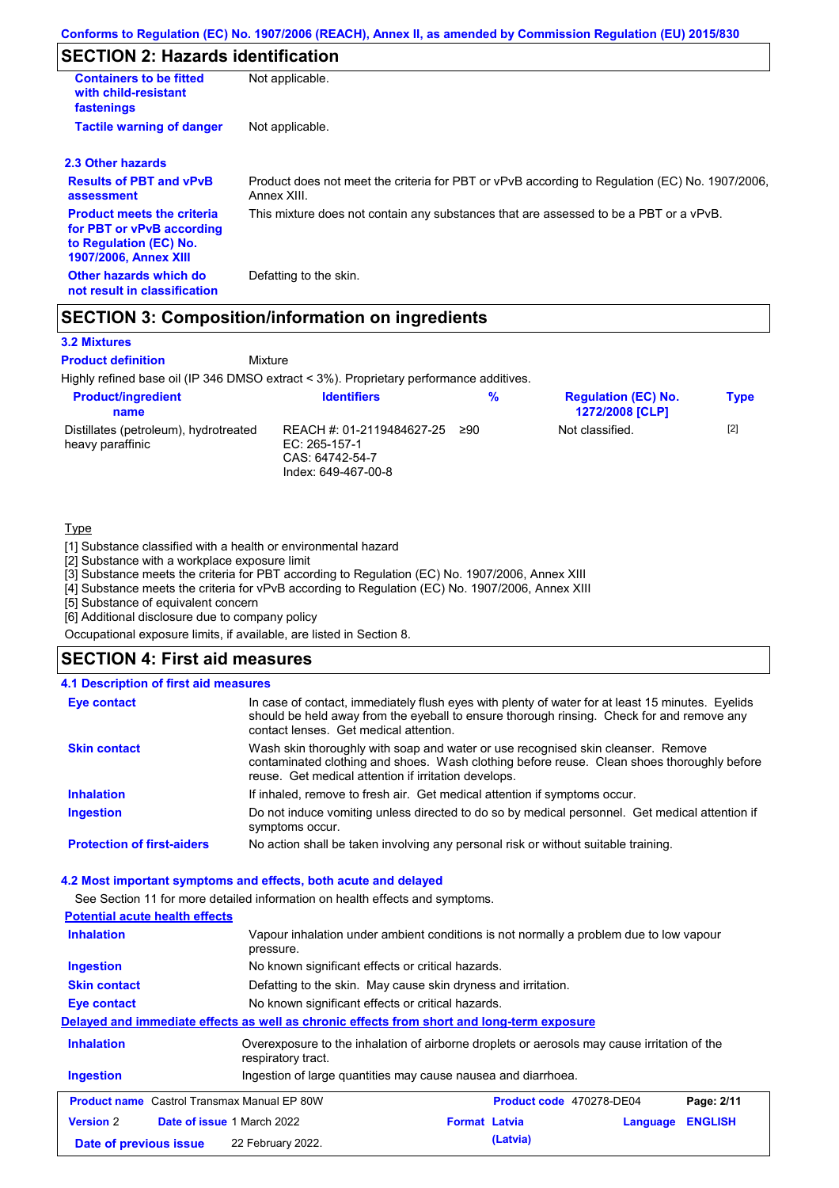## SECTION 2: Hazards identification

| | |
|---|---|
| **Containers to be fitted with child-resistant fastenings** | Not applicable. |
| **Tactile warning of danger** | Not applicable. |

### 2.3 Other hazards

| | |
|---|---|
| **Results of PBT and vPvB assessment** | Product does not meet the criteria for PBT or vPvB according to Regulation (EC) No. 1907/2006, Annex XIII. |
| **Product meets the criteria for PBT or vPvB according to Regulation (EC) No. 1907/2006, Annex XIII** | This mixture does not contain any substances that are assessed to be a PBT or a vPvB. |
| **Other hazards which do not result in classification** | Defatting to the skin. |

## SECTION 3: Composition/information on ingredients

### 3.2 Mixtures

**Product definition** Mixture

Highly refined base oil (IP 346 DMSO extract < 3%). Proprietary performance additives.

| Product/ingredient name | Identifiers | % | Regulation (EC) No. 1272/2008 [CLP] | Type |
|---|---|---|---|---|
| Distillates (petroleum), hydrotreated heavy paraffinic | REACH #: 01-2119484627-25<br>EC: 265-157-1<br>CAS: 64742-54-7<br>Index: 649-467-00-8 | ≥90 | Not classified. | [2] |

Type

[1] Substance classified with a health or environmental hazard
[2] Substance with a workplace exposure limit
[3] Substance meets the criteria for PBT according to Regulation (EC) No. 1907/2006, Annex XIII
[4] Substance meets the criteria for vPvB according to Regulation (EC) No. 1907/2006, Annex XIII
[5] Substance of equivalent concern
[6] Additional disclosure due to company policy

Occupational exposure limits, if available, are listed in Section 8.

## SECTION 4: First aid measures

### 4.1 Description of first aid measures

| | |
|---|---|
| **Eye contact** | In case of contact, immediately flush eyes with plenty of water for at least 15 minutes. Eyelids should be held away from the eyeball to ensure thorough rinsing. Check for and remove any contact lenses. Get medical attention. |
| **Skin contact** | Wash skin thoroughly with soap and water or use recognised skin cleanser. Remove contaminated clothing and shoes. Wash clothing before reuse. Clean shoes thoroughly before reuse. Get medical attention if irritation develops. |
| **Inhalation** | If inhaled, remove to fresh air. Get medical attention if symptoms occur. |
| **Ingestion** | Do not induce vomiting unless directed to do so by medical personnel. Get medical attention if symptoms occur. |
| **Protection of first-aiders** | No action shall be taken involving any personal risk or without suitable training. |

### 4.2 Most important symptoms and effects, both acute and delayed

See Section 11 for more detailed information on health effects and symptoms.

**Potential acute health effects**

| | |
|---|---|
| **Inhalation** | Vapour inhalation under ambient conditions is not normally a problem due to low vapour pressure. |
| **Ingestion** | No known significant effects or critical hazards. |
| **Skin contact** | Defatting to the skin. May cause skin dryness and irritation. |
| **Eye contact** | No known significant effects or critical hazards. |

**Delayed and immediate effects as well as chronic effects from short and long-term exposure**

| | |
|---|---|
| **Inhalation** | Overexposure to the inhalation of airborne droplets or aerosols may cause irritation of the respiratory tract. |
| **Ingestion** | Ingestion of large quantities may cause nausea and diarrhoea. |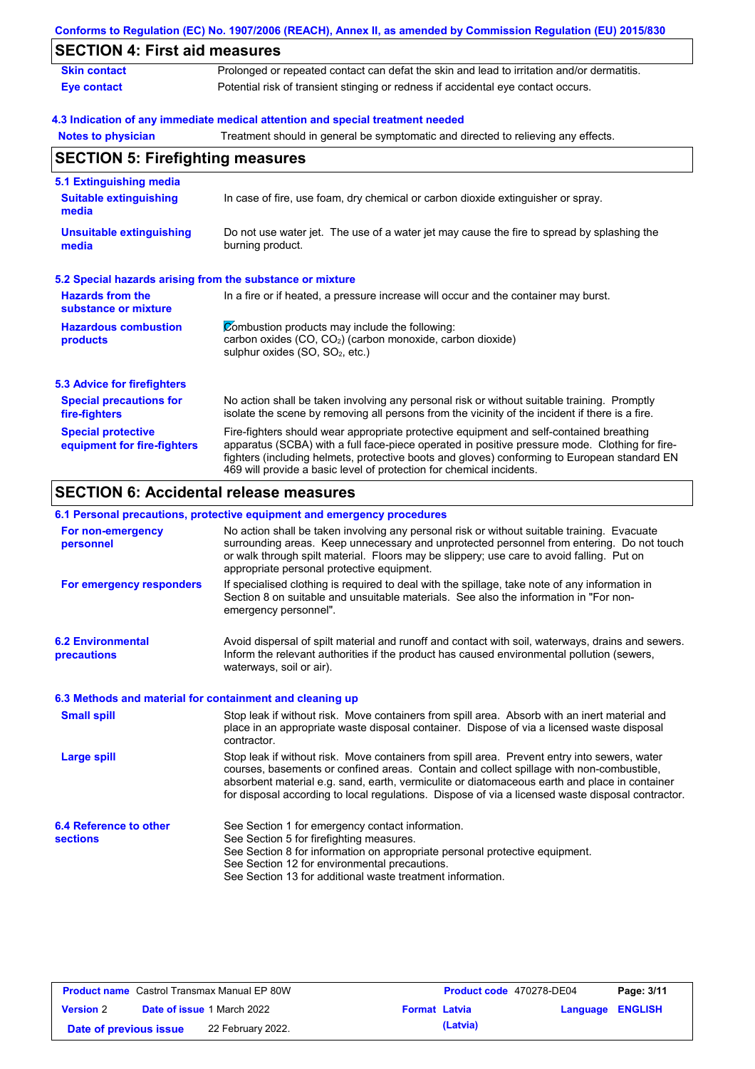## SECTION 4: First aid measures

| | |
|---|---|
| **Skin contact** | Prolonged or repeated contact can defat the skin and lead to irritation and/or dermatitis. |
| **Eye contact** | Potential risk of transient stinging or redness if accidental eye contact occurs. |

### 4.3 Indication of any immediate medical attention and special treatment needed

| | |
|---|---|
| **Notes to physician** | Treatment should in general be symptomatic and directed to relieving any effects. |

## SECTION 5: Firefighting measures

### 5.1 Extinguishing media

| | |
|---|---|
| **Suitable extinguishing media** | In case of fire, use foam, dry chemical or carbon dioxide extinguisher or spray. |
| **Unsuitable extinguishing media** | Do not use water jet. The use of a water jet may cause the fire to spread by splashing the burning product. |

### 5.2 Special hazards arising from the substance or mixture

| | |
|---|---|
| **Hazards from the substance or mixture** | In a fire or if heated, a pressure increase will occur and the container may burst. |
| **Hazardous combustion products** | Combustion products may include the following: carbon oxides ($CO$, $CO_2$) (carbon monoxide, carbon dioxide) sulphur oxides ($SO$, $SO_2$, etc.) |

### 5.3 Advice for firefighters

| | |
|---|---|
| **Special precautions for fire-fighters** | No action shall be taken involving any personal risk or without suitable training. Promptly isolate the scene by removing all persons from the vicinity of the incident if there is a fire. |
| **Special protective equipment for fire-fighters** | Fire-fighters should wear appropriate protective equipment and self-contained breathing apparatus (SCBA) with a full face-piece operated in positive pressure mode. Clothing for fire-fighters (including helmets, protective boots and gloves) conforming to European standard EN 469 will provide a basic level of protection for chemical incidents. |

## SECTION 6: Accidental release measures

### 6.1 Personal precautions, protective equipment and emergency procedures

| | |
|---|---|
| **For non-emergency personnel** | No action shall be taken involving any personal risk or without suitable training. Evacuate surrounding areas. Keep unnecessary and unprotected personnel from entering. Do not touch or walk through spilt material. Floors may be slippery; use care to avoid falling. Put on appropriate personal protective equipment. |
| **For emergency responders** | If specialised clothing is required to deal with the spillage, take note of any information in Section 8 on suitable and unsuitable materials. See also the information in "For non-emergency personnel". |

| | |
|---|---|
| **6.2 Environmental precautions** | Avoid dispersal of spilt material and runoff and contact with soil, waterways, drains and sewers. Inform the relevant authorities if the product has caused environmental pollution (sewers, waterways, soil or air). |

### 6.3 Methods and material for containment and cleaning up

| | |
|---|---|
| **Small spill** | Stop leak if without risk. Move containers from spill area. Absorb with an inert material and place in an appropriate waste disposal container. Dispose of via a licensed waste disposal contractor. |
| **Large spill** | Stop leak if without risk. Move containers from spill area. Prevent entry into sewers, water courses, basements or confined areas. Contain and collect spillage with non-combustible, absorbent material e.g. sand, earth, vermiculite or diatomaceous earth and place in container for disposal according to local regulations. Dispose of via a licensed waste disposal contractor. |

| | |
|---|---|
| **6.4 Reference to other sections** | See Section 1 for emergency contact information.<br>See Section 5 for firefighting measures.<br>See Section 8 for information on appropriate personal protective equipment.<br>See Section 12 for environmental precautions.<br>See Section 13 for additional waste treatment information. |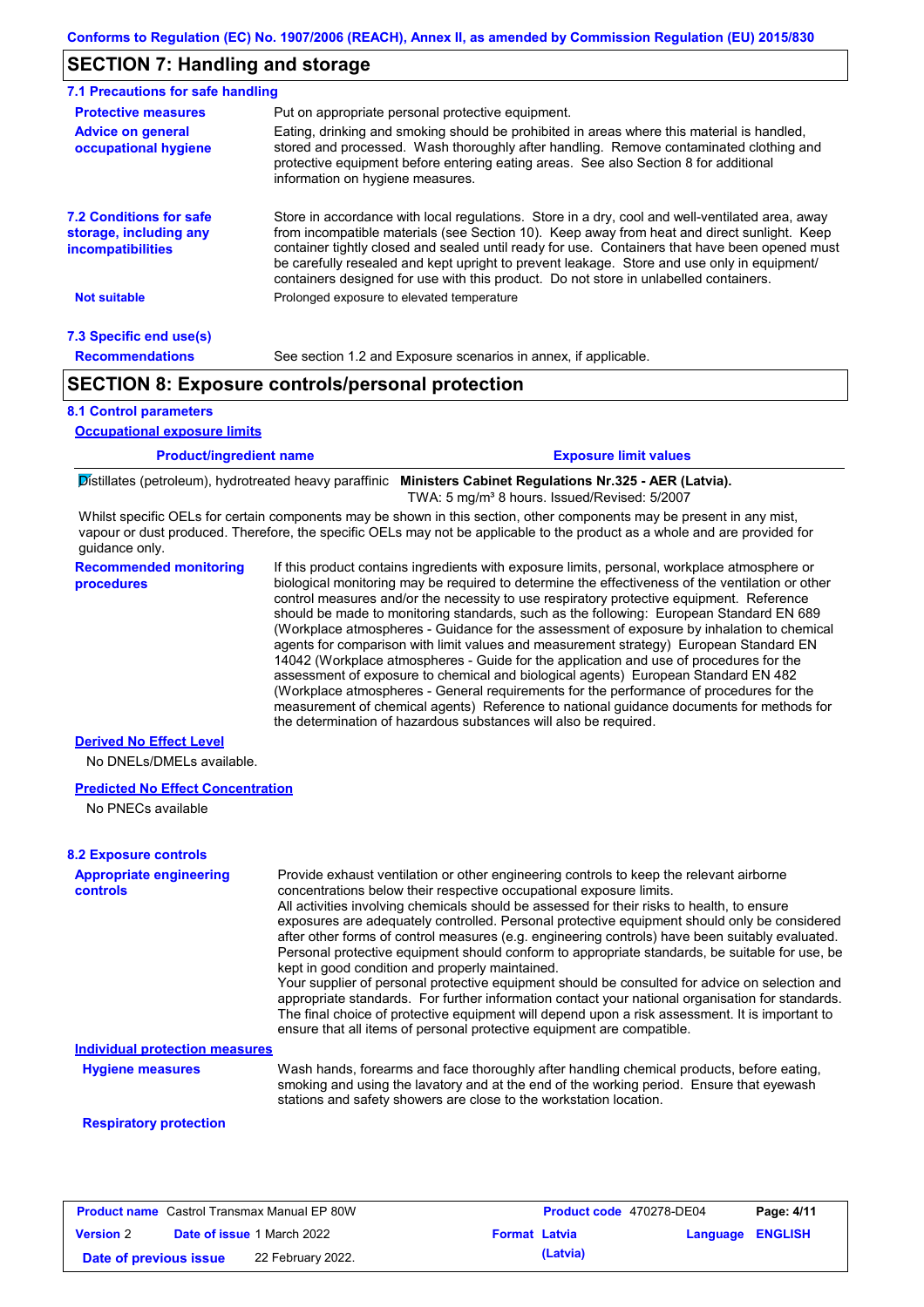## SECTION 7: Handling and storage

### 7.1 Precautions for safe handling

**Protective measures**
Put on appropriate personal protective equipment.

**Advice on general occupational hygiene**
Eating, drinking and smoking should be prohibited in areas where this material is handled, stored and processed. Wash thoroughly after handling. Remove contaminated clothing and protective equipment before entering eating areas. See also Section 8 for additional information on hygiene measures.

### 7.2 Conditions for safe storage, including any incompatibilities

Store in accordance with local regulations. Store in a dry, cool and well-ventilated area, away from incompatible materials (see Section 10). Keep away from heat and direct sunlight. Keep container tightly closed and sealed until ready for use. Containers that have been opened must be carefully resealed and kept upright to prevent leakage. Store and use only in equipment/ containers designed for use with this product. Do not store in unlabelled containers.

**Not suitable**
Prolonged exposure to elevated temperature

### 7.3 Specific end use(s)

**Recommendations**
See section 1.2 and Exposure scenarios in annex, if applicable.

## SECTION 8: Exposure controls/personal protection

### 8.1 Control parameters

**Occupational exposure limits**

| Product/ingredient name | Exposure limit values |
|---|---|
| Distillates (petroleum), hydrotreated heavy paraffinic | **Ministers Cabinet Regulations Nr.325 - AER (Latvia).** TWA: 5 mg/m³ 8 hours. Issued/Revised: 5/2007 |

Whilst specific OELs for certain components may be shown in this section, other components may be present in any mist, vapour or dust produced. Therefore, the specific OELs may not be applicable to the product as a whole and are provided for guidance only.

**Recommended monitoring procedures**
If this product contains ingredients with exposure limits, personal, workplace atmosphere or biological monitoring may be required to determine the effectiveness of the ventilation or other control measures and/or the necessity to use respiratory protective equipment. Reference should be made to monitoring standards, such as the following: European Standard EN 689 (Workplace atmospheres - Guidance for the assessment of exposure by inhalation to chemical agents for comparison with limit values and measurement strategy) European Standard EN 14042 (Workplace atmospheres - Guide for the application and use of procedures for the assessment of exposure to chemical and biological agents) European Standard EN 482 (Workplace atmospheres - General requirements for the performance of procedures for the measurement of chemical agents) Reference to national guidance documents for methods for the determination of hazardous substances will also be required.

**Derived No Effect Level**

No DNELs/DMELs available.

**Predicted No Effect Concentration**

No PNECs available

### 8.2 Exposure controls

**Appropriate engineering controls**
Provide exhaust ventilation or other engineering controls to keep the relevant airborne concentrations below their respective occupational exposure limits.
All activities involving chemicals should be assessed for their risks to health, to ensure exposures are adequately controlled. Personal protective equipment should only be considered after other forms of control measures (e.g. engineering controls) have been suitably evaluated. Personal protective equipment should conform to appropriate standards, be suitable for use, be kept in good condition and properly maintained.
Your supplier of personal protective equipment should be consulted for advice on selection and appropriate standards. For further information contact your national organisation for standards.
The final choice of protective equipment will depend upon a risk assessment. It is important to ensure that all items of personal protective equipment are compatible.

**Individual protection measures**

**Hygiene measures**
Wash hands, forearms and face thoroughly after handling chemical products, before eating, smoking and using the lavatory and at the end of the working period. Ensure that eyewash stations and safety showers are close to the workstation location.

**Respiratory protection**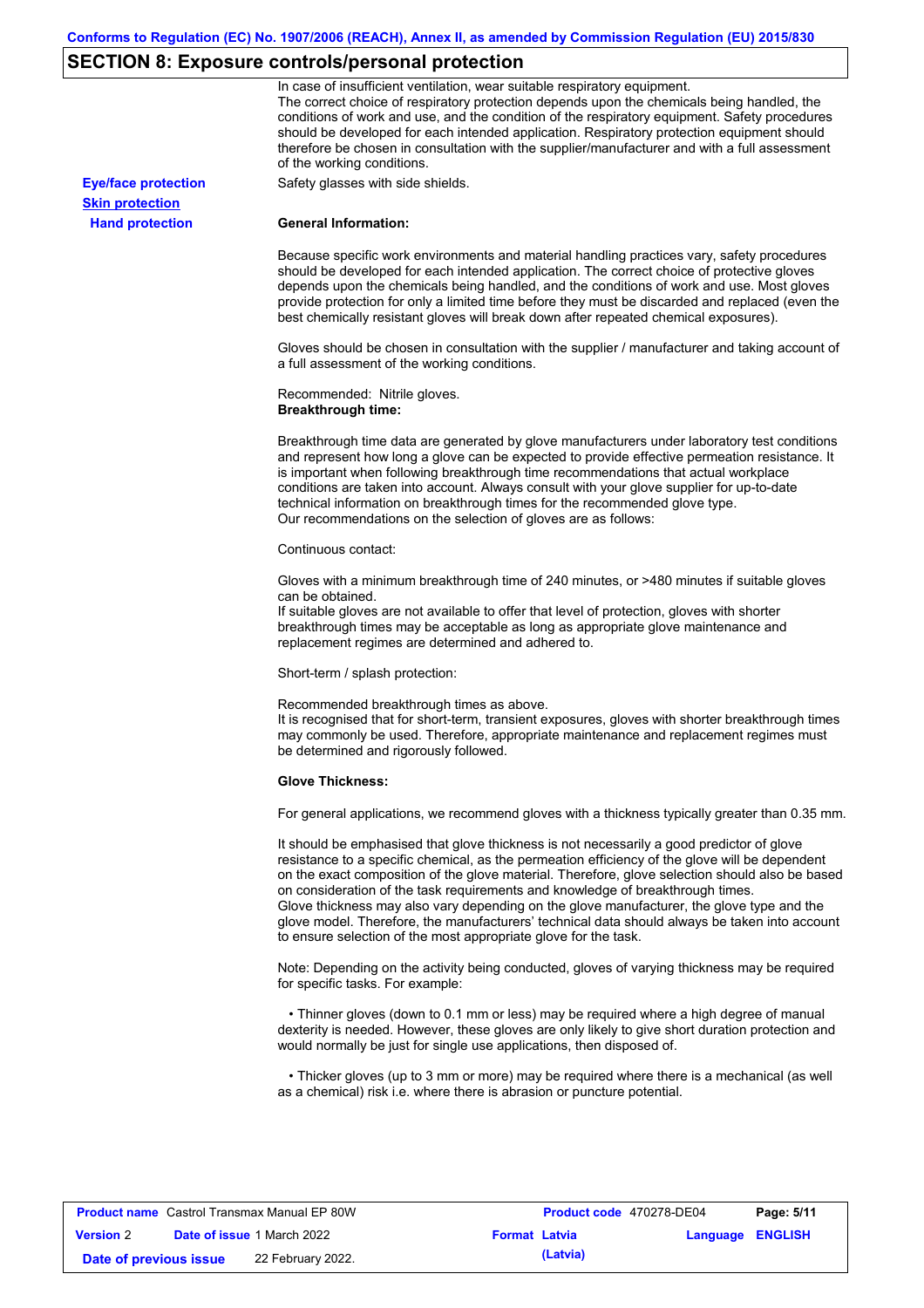## SECTION 8: Exposure controls/personal protection

In case of insufficient ventilation, wear suitable respiratory equipment.
The correct choice of respiratory protection depends upon the chemicals being handled, the conditions of work and use, and the condition of the respiratory equipment. Safety procedures should be developed for each intended application. Respiratory protection equipment should therefore be chosen in consultation with the supplier/manufacturer and with a full assessment of the working conditions.

**Eye/face protection**

Safety glasses with side shields.

**Skin protection**

**Hand protection**

**General Information:**

Because specific work environments and material handling practices vary, safety procedures should be developed for each intended application. The correct choice of protective gloves depends upon the chemicals being handled, and the conditions of work and use. Most gloves provide protection for only a limited time before they must be discarded and replaced (even the best chemically resistant gloves will break down after repeated chemical exposures).

Gloves should be chosen in consultation with the supplier / manufacturer and taking account of a full assessment of the working conditions.

Recommended: Nitrile gloves.
**Breakthrough time:**

Breakthrough time data are generated by glove manufacturers under laboratory test conditions and represent how long a glove can be expected to provide effective permeation resistance. It is important when following breakthrough time recommendations that actual workplace conditions are taken into account. Always consult with your glove supplier for up-to-date technical information on breakthrough times for the recommended glove type.
Our recommendations on the selection of gloves are as follows:

Continuous contact:

Gloves with a minimum breakthrough time of 240 minutes, or >480 minutes if suitable gloves can be obtained.
If suitable gloves are not available to offer that level of protection, gloves with shorter breakthrough times may be acceptable as long as appropriate glove maintenance and replacement regimes are determined and adhered to.

Short-term / splash protection:

Recommended breakthrough times as above.
It is recognised that for short-term, transient exposures, gloves with shorter breakthrough times may commonly be used. Therefore, appropriate maintenance and replacement regimes must be determined and rigorously followed.

**Glove Thickness:**

For general applications, we recommend gloves with a thickness typically greater than 0.35 mm.

It should be emphasised that glove thickness is not necessarily a good predictor of glove resistance to a specific chemical, as the permeation efficiency of the glove will be dependent on the exact composition of the glove material. Therefore, glove selection should also be based on consideration of the task requirements and knowledge of breakthrough times.
Glove thickness may also vary depending on the glove manufacturer, the glove type and the glove model. Therefore, the manufacturers' technical data should always be taken into account to ensure selection of the most appropriate glove for the task.

Note: Depending on the activity being conducted, gloves of varying thickness may be required for specific tasks. For example:

- Thinner gloves (down to 0.1 mm or less) may be required where a high degree of manual dexterity is needed. However, these gloves are only likely to give short duration protection and would normally be just for single use applications, then disposed of.

- Thicker gloves (up to 3 mm or more) may be required where there is a mechanical (as well as a chemical) risk i.e. where there is abrasion or puncture potential.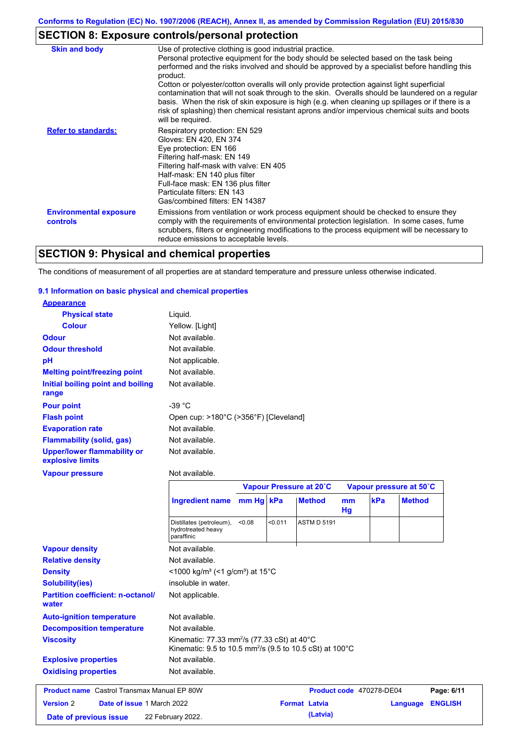Conforms to Regulation (EC) No. 1907/2006 (REACH), Annex II, as amended by Commission Regulation (EU) 2015/830

## SECTION 8: Exposure controls/personal protection

| | |
|---|---|
| **Skin and body** | Use of protective clothing is good industrial practice. Personal protective equipment for the body should be selected based on the task being performed and the risks involved and should be approved by a specialist before handling this product. Cotton or polyester/cotton overalls will only provide protection against light superficial contamination that will not soak through to the skin. Overalls should be laundered on a regular basis. When the risk of skin exposure is high (e.g. when cleaning up spillages or if there is a risk of splashing) then chemical resistant aprons and/or impervious chemical suits and boots will be required. |
| **Refer to standards:** | Respiratory protection: EN 529<br>Gloves: EN 420, EN 374<br>Eye protection: EN 166<br>Filtering half-mask: EN 149<br>Filtering half-mask with valve: EN 405<br>Half-mask: EN 140 plus filter<br>Full-face mask: EN 136 plus filter<br>Particulate filters: EN 143<br>Gas/combined filters: EN 14387 |
| **Environmental exposure controls** | Emissions from ventilation or work process equipment should be checked to ensure they comply with the requirements of environmental protection legislation. In some cases, fume scrubbers, filters or engineering modifications to the process equipment will be necessary to reduce emissions to acceptable levels. |

## SECTION 9: Physical and chemical properties

The conditions of measurement of all properties are at standard temperature and pressure unless otherwise indicated.

### 9.1 Information on basic physical and chemical properties

**Appearance**

| | |
|---|---|
| **Physical state** | Liquid. |
| **Colour** | Yellow. [Light] |
| **Odour** | Not available. |
| **Odour threshold** | Not available. |
| **pH** | Not applicable. |
| **Melting point/freezing point** | Not available. |
| **Initial boiling point and boiling range** | Not available. |
| **Pour point** | -39 °C |
| **Flash point** | Open cup: >180°C (>356°F) [Cleveland] |
| **Evaporation rate** | Not available. |
| **Flammability (solid, gas)** | Not available. |
| **Upper/lower flammability or explosive limits** | Not available. |
| **Vapour pressure** | Not available. |

| | Vapour Pressure at 20˚C | | | Vapour pressure at 50˚C | | |
|---|---|---|---|---|---|---|
| **Ingredient name** | **mm Hg** | **kPa** | **Method** | **mm Hg** | **kPa** | **Method** |
| Distillates (petroleum), hydrotreated heavy paraffinic | <0.08 | <0.011 | ASTM D 5191 | | | |

| | |
|---|---|
| **Vapour density** | Not available. |
| **Relative density** | Not available. |
| **Density** | <1000 kg/m³ (<1 g/cm³) at 15°C |
| **Solubility(ies)** | insoluble in water. |
| **Partition coefficient: n-octanol/water** | Not applicable. |
| **Auto-ignition temperature** | Not available. |
| **Decomposition temperature** | Not available. |
| **Viscosity** | Kinematic: 77.33 mm²/s (77.33 cSt) at 40°C<br>Kinematic: 9.5 to 10.5 mm²/s (9.5 to 10.5 cSt) at 100°C |
| **Explosive properties** | Not available. |
| **Oxidising properties** | Not available. |

| | | | |
|---|---|---|---|
| **Product name** Castrol Transmax Manual EP 80W | | **Product code** 470278-DE04 | **Page: 6/11** |
| **Version** 2 | **Date of issue** 1 March 2022 | **Format** Latvia (Latvia) | **Language** ENGLISH |
| **Date of previous issue** | 22 February 2022. | | |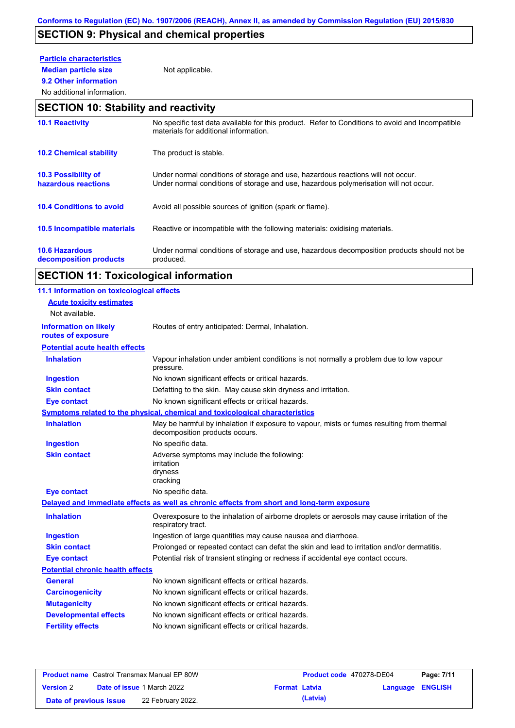## SECTION 9: Physical and chemical properties

**Particle characteristics**

**Median particle size** Not applicable.

**9.2 Other information**

No additional information.

## SECTION 10: Stability and reactivity

| | |
|---|---|
| **10.1 Reactivity** | No specific test data available for this product. Refer to Conditions to avoid and Incompatible materials for additional information. |
| **10.2 Chemical stability** | The product is stable. |
| **10.3 Possibility of hazardous reactions** | Under normal conditions of storage and use, hazardous reactions will not occur. Under normal conditions of storage and use, hazardous polymerisation will not occur. |
| **10.4 Conditions to avoid** | Avoid all possible sources of ignition (spark or flame). |
| **10.5 Incompatible materials** | Reactive or incompatible with the following materials: oxidising materials. |
| **10.6 Hazardous decomposition products** | Under normal conditions of storage and use, hazardous decomposition products should not be produced. |

## SECTION 11: Toxicological information

**11.1 Information on toxicological effects**

**Acute toxicity estimates**

Not available.

**Information on likely routes of exposure** Routes of entry anticipated: Dermal, Inhalation.

**Potential acute health effects**

| | |
|---|---|
| **Inhalation** | Vapour inhalation under ambient conditions is not normally a problem due to low vapour pressure. |
| **Ingestion** | No known significant effects or critical hazards. |
| **Skin contact** | Defatting to the skin. May cause skin dryness and irritation. |
| **Eye contact** | No known significant effects or critical hazards. |

**Symptoms related to the physical, chemical and toxicological characteristics**

| | |
|---|---|
| **Inhalation** | May be harmful by inhalation if exposure to vapour, mists or fumes resulting from thermal decomposition products occurs. |
| **Ingestion** | No specific data. |
| **Skin contact** | Adverse symptoms may include the following: irritation dryness cracking |
| **Eye contact** | No specific data. |

**Delayed and immediate effects as well as chronic effects from short and long-term exposure**

| | |
|---|---|
| **Inhalation** | Overexposure to the inhalation of airborne droplets or aerosols may cause irritation of the respiratory tract. |
| **Ingestion** | Ingestion of large quantities may cause nausea and diarrhoea. |
| **Skin contact** | Prolonged or repeated contact can defat the skin and lead to irritation and/or dermatitis. |
| **Eye contact** | Potential risk of transient stinging or redness if accidental eye contact occurs. |

**Potential chronic health effects**

| | |
|---|---|
| **General** | No known significant effects or critical hazards. |
| **Carcinogenicity** | No known significant effects or critical hazards. |
| **Mutagenicity** | No known significant effects or critical hazards. |
| **Developmental effects** | No known significant effects or critical hazards. |
| **Fertility effects** | No known significant effects or critical hazards. |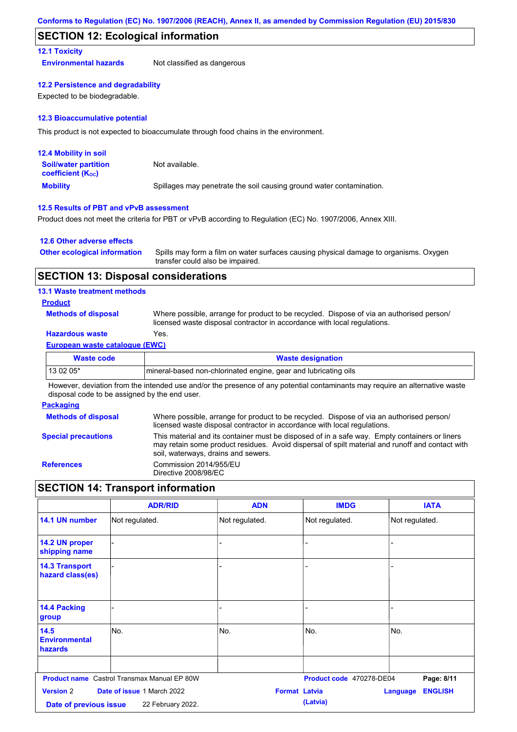## SECTION 12: Ecological information

### 12.1 Toxicity

**Environmental hazards** Not classified as dangerous

### 12.2 Persistence and degradability

Expected to be biodegradable.

### 12.3 Bioaccumulative potential

This product is not expected to bioaccumulate through food chains in the environment.

### 12.4 Mobility in soil

**Soil/water partition coefficient ($K_{OC}$)** Not available.

**Mobility** Spillages may penetrate the soil causing ground water contamination.

### 12.5 Results of PBT and vPvB assessment

Product does not meet the criteria for PBT or vPvB according to Regulation (EC) No. 1907/2006, Annex XIII.

### 12.6 Other adverse effects

**Other ecological information** Spills may form a film on water surfaces causing physical damage to organisms. Oxygen transfer could also be impaired.

## SECTION 13: Disposal considerations

### 13.1 Waste treatment methods

**Product**

**Methods of disposal** Where possible, arrange for product to be recycled. Dispose of via an authorised person/ licensed waste disposal contractor in accordance with local regulations.

**Hazardous waste** Yes.

**European waste catalogue (EWC)**

| Waste code | Waste designation |
|---|---|
| 13 02 05* | mineral-based non-chlorinated engine, gear and lubricating oils |

However, deviation from the intended use and/or the presence of any potential contaminants may require an alternative waste disposal code to be assigned by the end user.

**Packaging**

**Methods of disposal** Where possible, arrange for product to be recycled. Dispose of via an authorised person/ licensed waste disposal contractor in accordance with local regulations.

**Special precautions** This material and its container must be disposed of in a safe way. Empty containers or liners may retain some product residues. Avoid dispersal of spilt material and runoff and contact with soil, waterways, drains and sewers.

**References** Commission 2014/955/EU
Directive 2008/98/EC

## SECTION 14: Transport information

| | ADR/RID | ADN | IMDG | IATA |
|---|---|---|---|---|
| 14.1 UN number | Not regulated. | Not regulated. | Not regulated. | Not regulated. |
| 14.2 UN proper shipping name | - | - | - | - |
| 14.3 Transport hazard class(es) | - | - | - | - |
| 14.4 Packing group | - | - | - | - |
| 14.5 Environmental hazards | No. | No. | No. | No. |
| | | | | |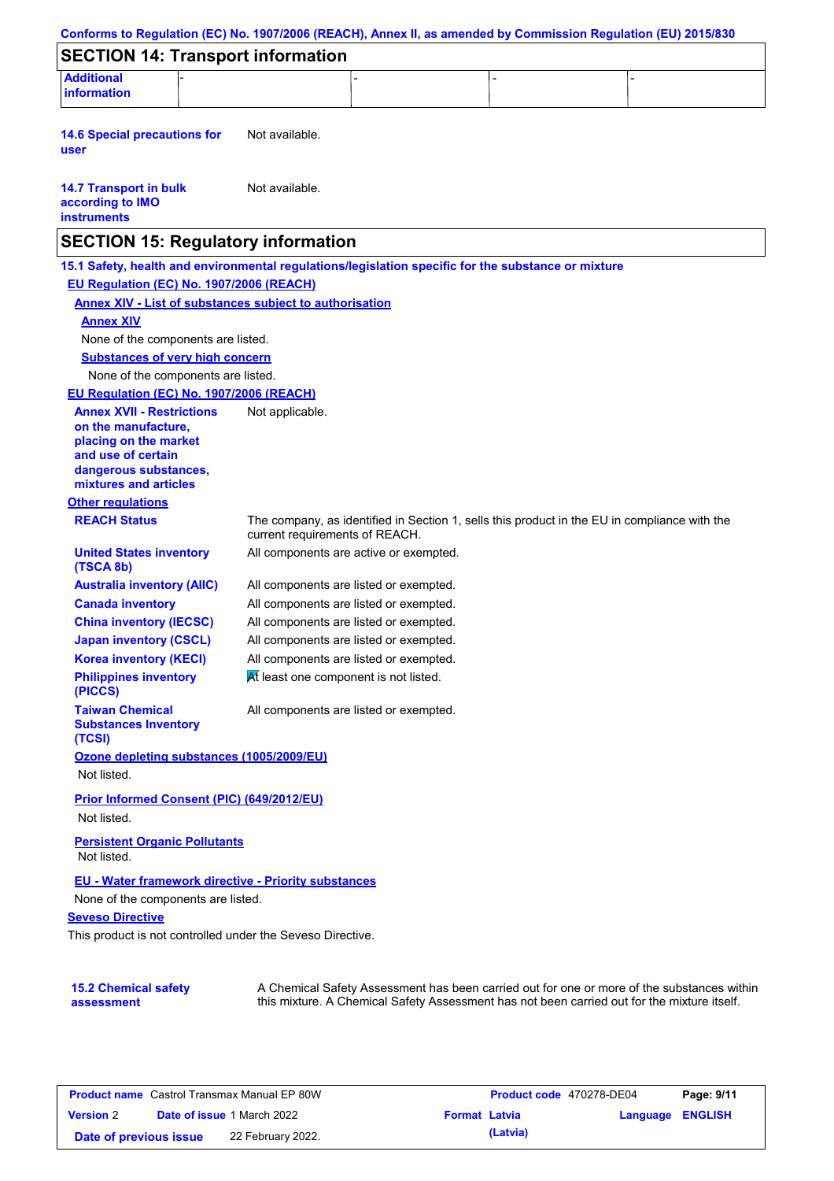Conforms to Regulation (EC) No. 1907/2006 (REACH), Annex II, as amended by Commission Regulation (EU) 2015/830

## SECTION 14: Transport information

| Additional information | - | - | - | - |
|---|---|---|---|---|

**14.6 Special precautions for user** Not available.

**14.7 Transport in bulk according to IMO instruments** Not available.

## SECTION 15: Regulatory information

**15.1 Safety, health and environmental regulations/legislation specific for the substance or mixture**

**EU Regulation (EC) No. 1907/2006 (REACH)**

**Annex XIV - List of substances subject to authorisation**

**Annex XIV**

None of the components are listed.

**Substances of very high concern**

None of the components are listed.

**EU Regulation (EC) No. 1907/2006 (REACH)**

**Annex XVII - Restrictions on the manufacture, placing on the market and use of certain dangerous substances, mixtures and articles** Not applicable.

**Other regulations**

| | |
|---|---|
| **REACH Status** | The company, as identified in Section 1, sells this product in the EU in compliance with the current requirements of REACH. |
| **United States inventory (TSCA 8b)** | All components are active or exempted. |
| **Australia inventory (AIIC)** | All components are listed or exempted. |
| **Canada inventory** | All components are listed or exempted. |
| **China inventory (IECSC)** | All components are listed or exempted. |
| **Japan inventory (CSCL)** | All components are listed or exempted. |
| **Korea inventory (KECI)** | All components are listed or exempted. |
| **Philippines inventory (PICCS)** | At least one component is not listed. |
| **Taiwan Chemical Substances Inventory (TCSI)** | All components are listed or exempted. |

**Ozone depleting substances (1005/2009/EU)**

Not listed.

**Prior Informed Consent (PIC) (649/2012/EU)**

Not listed.

**Persistent Organic Pollutants**

Not listed.

**EU - Water framework directive - Priority substances**

None of the components are listed.

**Seveso Directive**

This product is not controlled under the Seveso Directive.

**15.2 Chemical safety assessment** A Chemical Safety Assessment has been carried out for one or more of the substances within this mixture. A Chemical Safety Assessment has not been carried out for the mixture itself.

| **Product name** Castrol Transmax Manual EP 80W | **Product code** 470278-DE04 | **Page: 9/11** |
|---|---|---|
| **Version** 2 **Date of issue** 1 March 2022 | **Format** Latvia (Latvia) | **Language** ENGLISH |
| **Date of previous issue** 22 February 2022. | | |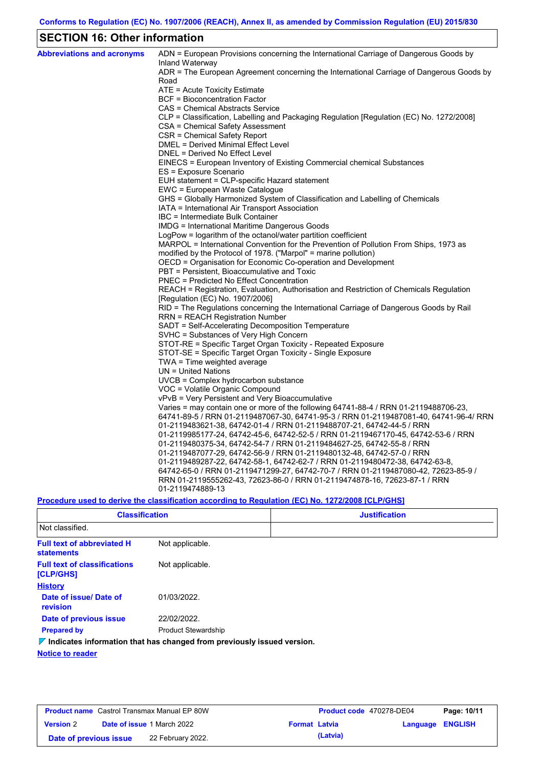Conforms to Regulation (EC) No. 1907/2006 (REACH), Annex II, as amended by Commission Regulation (EU) 2015/830

## SECTION 16: Other information

**Abbreviations and acronyms**

ADN = European Provisions concerning the International Carriage of Dangerous Goods by Inland Waterway
ADR = The European Agreement concerning the International Carriage of Dangerous Goods by Road
ATE = Acute Toxicity Estimate
BCF = Bioconcentration Factor
CAS = Chemical Abstracts Service
CLP = Classification, Labelling and Packaging Regulation [Regulation (EC) No. 1272/2008]
CSA = Chemical Safety Assessment
CSR = Chemical Safety Report
DMEL = Derived Minimal Effect Level
DNEL = Derived No Effect Level
EINECS = European Inventory of Existing Commercial chemical Substances
ES = Exposure Scenario
EUH statement = CLP-specific Hazard statement
EWC = European Waste Catalogue
GHS = Globally Harmonized System of Classification and Labelling of Chemicals
IATA = International Air Transport Association
IBC = Intermediate Bulk Container
IMDG = International Maritime Dangerous Goods
LogPow = logarithm of the octanol/water partition coefficient
MARPOL = International Convention for the Prevention of Pollution From Ships, 1973 as modified by the Protocol of 1978. ("Marpol" = marine pollution)
OECD = Organisation for Economic Co-operation and Development
PBT = Persistent, Bioaccumulative and Toxic
PNEC = Predicted No Effect Concentration
REACH = Registration, Evaluation, Authorisation and Restriction of Chemicals Regulation [Regulation (EC) No. 1907/2006]
RID = The Regulations concerning the International Carriage of Dangerous Goods by Rail
RRN = REACH Registration Number
SADT = Self-Accelerating Decomposition Temperature
SVHC = Substances of Very High Concern
STOT-RE = Specific Target Organ Toxicity - Repeated Exposure
STOT-SE = Specific Target Organ Toxicity - Single Exposure
TWA = Time weighted average
UN = United Nations
UVCB = Complex hydrocarbon substance
VOC = Volatile Organic Compound
vPvB = Very Persistent and Very Bioaccumulative
Varies = may contain one or more of the following 64741-88-4 / RRN 01-2119488706-23, 64741-89-5 / RRN 01-2119487067-30, 64741-95-3 / RRN 01-2119487081-40, 64741-96-4/ RRN 01-2119483621-38, 64742-01-4 / RRN 01-2119488707-21, 64742-44-5 / RRN 01-2119985177-24, 64742-45-6, 64742-52-5 / RRN 01-2119467170-45, 64742-53-6 / RRN 01-2119480375-34, 64742-54-7 / RRN 01-2119484627-25, 64742-55-8 / RRN 01-2119487077-29, 64742-56-9 / RRN 01-2119480132-48, 64742-57-0 / RRN 01-2119489287-22, 64742-58-1, 64742-62-7 / RRN 01-2119480472-38, 64742-63-8, 64742-65-0 / RRN 01-2119471299-27, 64742-70-7 / RRN 01-2119487080-42, 72623-85-9 / RRN 01-2119555262-43, 72623-86-0 / RRN 01-2119474878-16, 72623-87-1 / RRN 01-2119474889-13

**Procedure used to derive the classification according to Regulation (EC) No. 1272/2008 [CLP/GHS]**

| Classification | Justification |
|---|---|
| Not classified. | |

**Full text of abbreviated H statements** Not applicable.

**Full text of classifications [CLP/GHS]** Not applicable.

**History**

**Date of issue/ Date of revision** 01/03/2022.

**Date of previous issue** 22/02/2022.

**Prepared by** Product Stewardship

**Indicates information that has changed from previously issued version.**

**Notice to reader**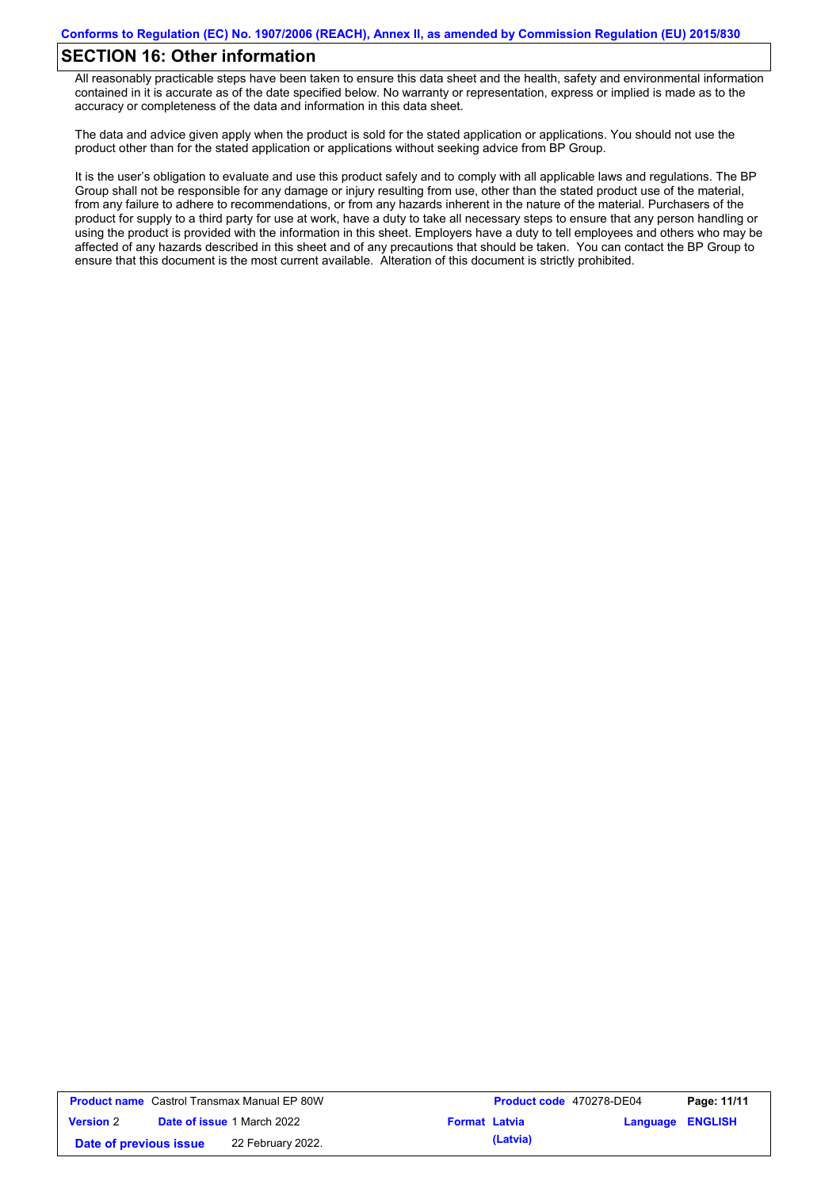## SECTION 16: Other information

All reasonably practicable steps have been taken to ensure this data sheet and the health, safety and environmental information contained in it is accurate as of the date specified below. No warranty or representation, express or implied is made as to the accuracy or completeness of the data and information in this data sheet.

The data and advice given apply when the product is sold for the stated application or applications. You should not use the product other than for the stated application or applications without seeking advice from BP Group.

It is the user's obligation to evaluate and use this product safely and to comply with all applicable laws and regulations. The BP Group shall not be responsible for any damage or injury resulting from use, other than the stated product use of the material, from any failure to adhere to recommendations, or from any hazards inherent in the nature of the material. Purchasers of the product for supply to a third party for use at work, have a duty to take all necessary steps to ensure that any person handling or using the product is provided with the information in this sheet. Employers have a duty to tell employees and others who may be affected of any hazards described in this sheet and of any precautions that should be taken. You can contact the BP Group to ensure that this document is the most current available. Alteration of this document is strictly prohibited.